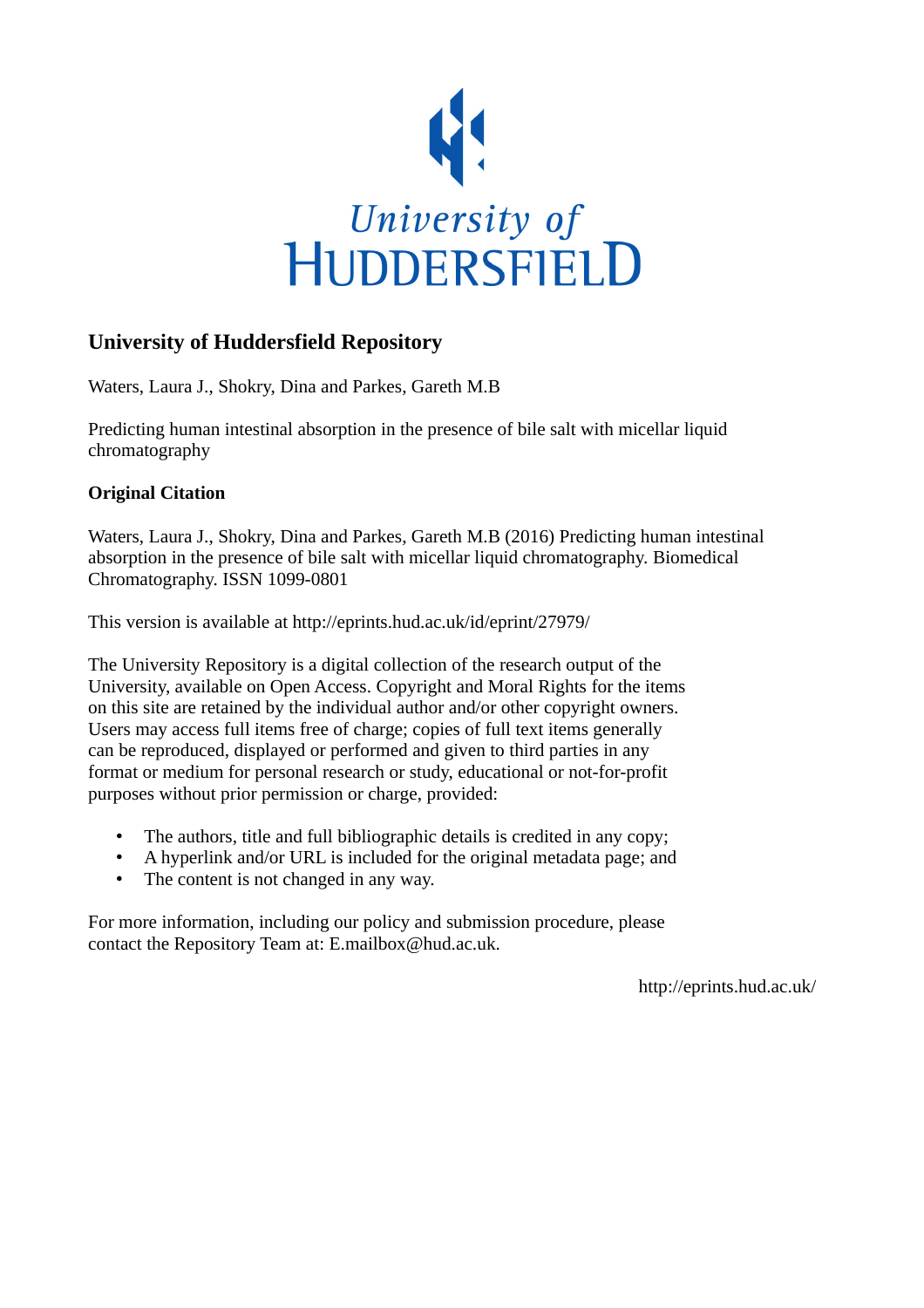University of HUDDERSFIELD

## University of Huddersfield Repository

Waters, Laura J., Shokry, Dina and Parkes, Gareth M.B

Predicting human intestinal absorption in the presence of bile salt with micellar liquid chromatography

### Original Citation

Waters, Laura J., Shokry, Dina and Parkes, Gareth M.B (2016) Predicting human intestinal absorption in the presence of bile salt with micellar liquid chromatography. Biomedical Chromatography. ISSN 1099-0801

This version is available at http://eprints.hud.ac.uk/id/eprint/27979/

The University Repository is a digital collection of the research output of the University, available on Open Access. Copyright and Moral Rights for the items on this site are retained by the individual author and/or other copyright owners. Users may access full items free of charge; copies of full text items generally can be reproduced, displayed or performed and given to third parties in any format or medium for personal research or study, educational or not-for-profit purposes without prior permission or charge, provided:

- The authors, title and full bibliographic details is credited in any copy;
- A hyperlink and/or URL is included for the original metadata page; and
- The content is not changed in any way.

For more information, including our policy and submission procedure, please contact the Repository Team at: E.mailbox@hud.ac.uk.

http://eprints.hud.ac.uk/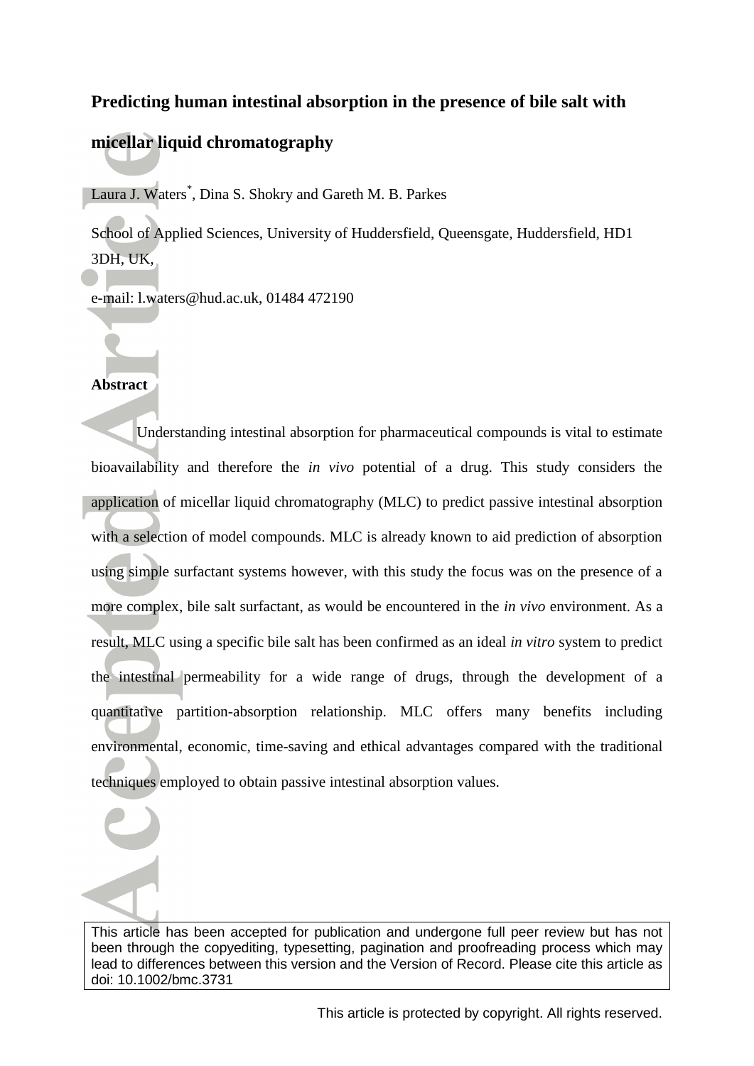# Predicting human intestinal absorption in the presence of bile salt with micellar liquid chromatography

Laura J. Waters[*], Dina S. Shokry and Gareth M. B. Parkes

School of Applied Sciences, University of Huddersfield, Queensgate, Huddersfield, HD1 3DH, UK,

e-mail: l.waters@hud.ac.uk, 01484 472190

## Abstract

Understanding intestinal absorption for pharmaceutical compounds is vital to estimate bioavailability and therefore the *in vivo* potential of a drug. This study considers the application of micellar liquid chromatography (MLC) to predict passive intestinal absorption with a selection of model compounds. MLC is already known to aid prediction of absorption using simple surfactant systems however, with this study the focus was on the presence of a more complex, bile salt surfactant, as would be encountered in the *in vivo* environment. As a result, MLC using a specific bile salt has been confirmed as an ideal *in vitro* system to predict the intestinal permeability for a wide range of drugs, through the development of a quantitative partition-absorption relationship. MLC offers many benefits including environmental, economic, time-saving and ethical advantages compared with the traditional techniques employed to obtain passive intestinal absorption values.

This article has been accepted for publication and undergone full peer review but has not been through the copyediting, typesetting, pagination and proofreading process which may lead to differences between this version and the Version of Record. Please cite this article as doi: 10.1002/bmc.3731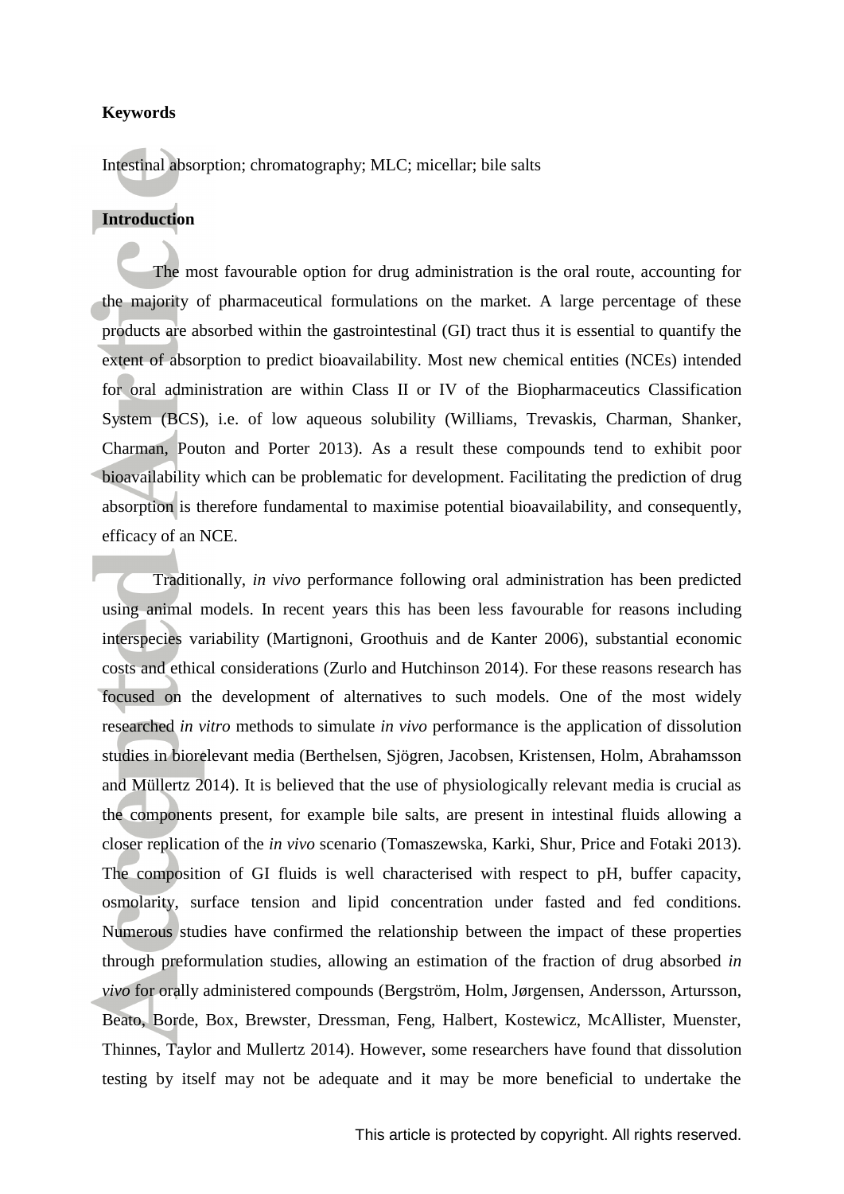**Keywords**

Intestinal absorption; chromatography; MLC; micellar; bile salts

## Introduction

The most favourable option for drug administration is the oral route, accounting for the majority of pharmaceutical formulations on the market. A large percentage of these products are absorbed within the gastrointestinal (GI) tract thus it is essential to quantify the extent of absorption to predict bioavailability. Most new chemical entities (NCEs) intended for oral administration are within Class II or IV of the Biopharmaceutics Classification System (BCS), i.e. of low aqueous solubility (Williams, Trevaskis, Charman, Shanker, Charman, Pouton and Porter 2013). As a result these compounds tend to exhibit poor bioavailability which can be problematic for development. Facilitating the prediction of drug absorption is therefore fundamental to maximise potential bioavailability, and consequently, efficacy of an NCE.

Traditionally, *in vivo* performance following oral administration has been predicted using animal models. In recent years this has been less favourable for reasons including interspecies variability (Martignoni, Groothuis and de Kanter 2006), substantial economic costs and ethical considerations (Zurlo and Hutchinson 2014). For these reasons research has focused on the development of alternatives to such models. One of the most widely researched *in vitro* methods to simulate *in vivo* performance is the application of dissolution studies in biorelevant media (Berthelsen, Sjögren, Jacobsen, Kristensen, Holm, Abrahamsson and Müllertz 2014). It is believed that the use of physiologically relevant media is crucial as the components present, for example bile salts, are present in intestinal fluids allowing a closer replication of the *in vivo* scenario (Tomaszewska, Karki, Shur, Price and Fotaki 2013). The composition of GI fluids is well characterised with respect to pH, buffer capacity, osmolarity, surface tension and lipid concentration under fasted and fed conditions. Numerous studies have confirmed the relationship between the impact of these properties through preformulation studies, allowing an estimation of the fraction of drug absorbed *in vivo* for orally administered compounds (Bergström, Holm, Jørgensen, Andersson, Artursson, Beato, Borde, Box, Brewster, Dressman, Feng, Halbert, Kostewicz, McAllister, Muenster, Thinnes, Taylor and Mullertz 2014). However, some researchers have found that dissolution testing by itself may not be adequate and it may be more beneficial to undertake the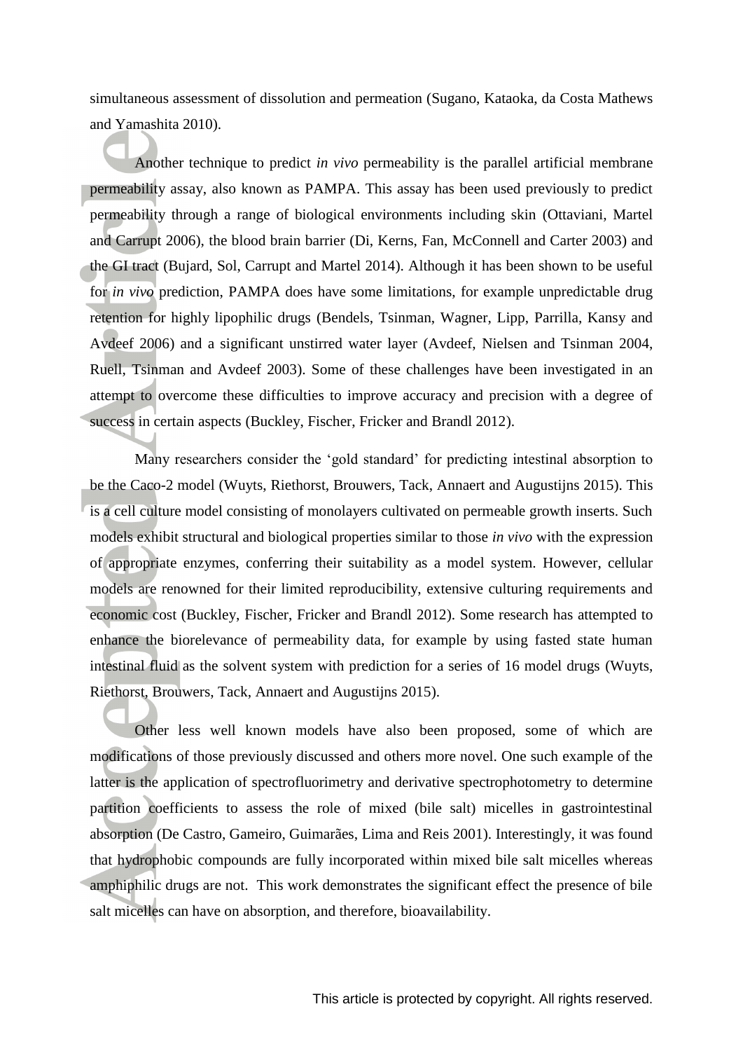simultaneous assessment of dissolution and permeation (Sugano, Kataoka, da Costa Mathews and Yamashita 2010).

Another technique to predict *in vivo* permeability is the parallel artificial membrane permeability assay, also known as PAMPA. This assay has been used previously to predict permeability through a range of biological environments including skin (Ottaviani, Martel and Carrupt 2006), the blood brain barrier (Di, Kerns, Fan, McConnell and Carter 2003) and the GI tract (Bujard, Sol, Carrupt and Martel 2014). Although it has been shown to be useful for *in vivo* prediction, PAMPA does have some limitations, for example unpredictable drug retention for highly lipophilic drugs (Bendels, Tsinman, Wagner, Lipp, Parrilla, Kansy and Avdeef 2006) and a significant unstirred water layer (Avdeef, Nielsen and Tsinman 2004, Ruell, Tsinman and Avdeef 2003). Some of these challenges have been investigated in an attempt to overcome these difficulties to improve accuracy and precision with a degree of success in certain aspects (Buckley, Fischer, Fricker and Brandl 2012).

Many researchers consider the 'gold standard' for predicting intestinal absorption to be the Caco-2 model (Wuyts, Riethorst, Brouwers, Tack, Annaert and Augustijns 2015). This is a cell culture model consisting of monolayers cultivated on permeable growth inserts. Such models exhibit structural and biological properties similar to those *in vivo* with the expression of appropriate enzymes, conferring their suitability as a model system. However, cellular models are renowned for their limited reproducibility, extensive culturing requirements and economic cost (Buckley, Fischer, Fricker and Brandl 2012). Some research has attempted to enhance the biorelevance of permeability data, for example by using fasted state human intestinal fluid as the solvent system with prediction for a series of 16 model drugs (Wuyts, Riethorst, Brouwers, Tack, Annaert and Augustijns 2015).

Other less well known models have also been proposed, some of which are modifications of those previously discussed and others more novel. One such example of the latter is the application of spectrofluorimetry and derivative spectrophotometry to determine partition coefficients to assess the role of mixed (bile salt) micelles in gastrointestinal absorption (De Castro, Gameiro, Guimarães, Lima and Reis 2001). Interestingly, it was found that hydrophobic compounds are fully incorporated within mixed bile salt micelles whereas amphiphilic drugs are not. This work demonstrates the significant effect the presence of bile salt micelles can have on absorption, and therefore, bioavailability.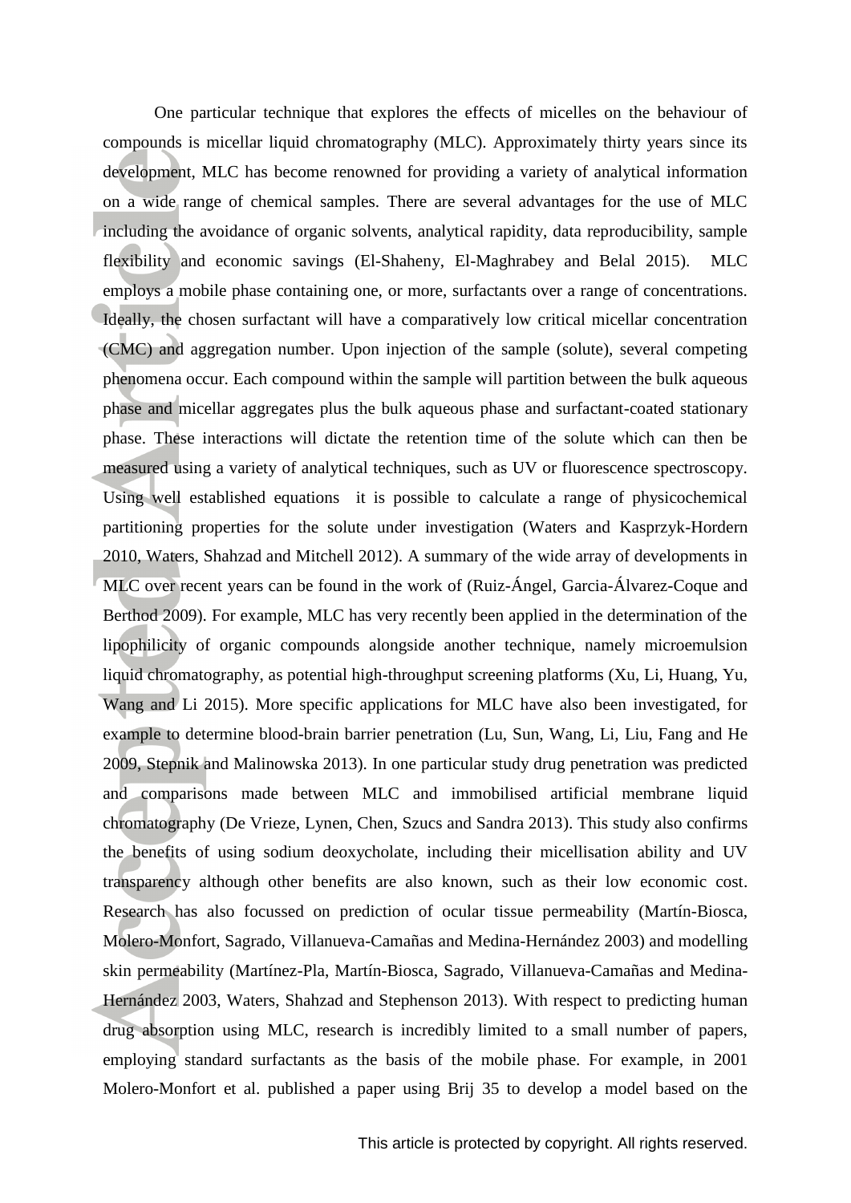One particular technique that explores the effects of micelles on the behaviour of compounds is micellar liquid chromatography (MLC). Approximately thirty years since its development, MLC has become renowned for providing a variety of analytical information on a wide range of chemical samples. There are several advantages for the use of MLC including the avoidance of organic solvents, analytical rapidity, data reproducibility, sample flexibility and economic savings (El-Shaheny, El-Maghrabey and Belal 2015). MLC employs a mobile phase containing one, or more, surfactants over a range of concentrations. Ideally, the chosen surfactant will have a comparatively low critical micellar concentration (CMC) and aggregation number. Upon injection of the sample (solute), several competing phenomena occur. Each compound within the sample will partition between the bulk aqueous phase and micellar aggregates plus the bulk aqueous phase and surfactant-coated stationary phase. These interactions will dictate the retention time of the solute which can then be measured using a variety of analytical techniques, such as UV or fluorescence spectroscopy. Using well established equations it is possible to calculate a range of physicochemical partitioning properties for the solute under investigation (Waters and Kasprzyk-Hordern 2010, Waters, Shahzad and Mitchell 2012). A summary of the wide array of developments in MLC over recent years can be found in the work of (Ruiz-Ángel, Garcia-Álvarez-Coque and Berthod 2009). For example, MLC has very recently been applied in the determination of the lipophilicity of organic compounds alongside another technique, namely microemulsion liquid chromatography, as potential high-throughput screening platforms (Xu, Li, Huang, Yu, Wang and Li 2015). More specific applications for MLC have also been investigated, for example to determine blood-brain barrier penetration (Lu, Sun, Wang, Li, Liu, Fang and He 2009, Stepnik and Malinowska 2013). In one particular study drug penetration was predicted and comparisons made between MLC and immobilised artificial membrane liquid chromatography (De Vrieze, Lynen, Chen, Szucs and Sandra 2013). This study also confirms the benefits of using sodium deoxycholate, including their micellisation ability and UV transparency although other benefits are also known, such as their low economic cost. Research has also focussed on prediction of ocular tissue permeability (Martín-Biosca, Molero-Monfort, Sagrado, Villanueva-Camañas and Medina-Hernández 2003) and modelling skin permeability (Martínez-Pla, Martín-Biosca, Sagrado, Villanueva-Camañas and Medina-Hernández 2003, Waters, Shahzad and Stephenson 2013). With respect to predicting human drug absorption using MLC, research is incredibly limited to a small number of papers, employing standard surfactants as the basis of the mobile phase. For example, in 2001 Molero-Monfort et al. published a paper using Brij 35 to develop a model based on the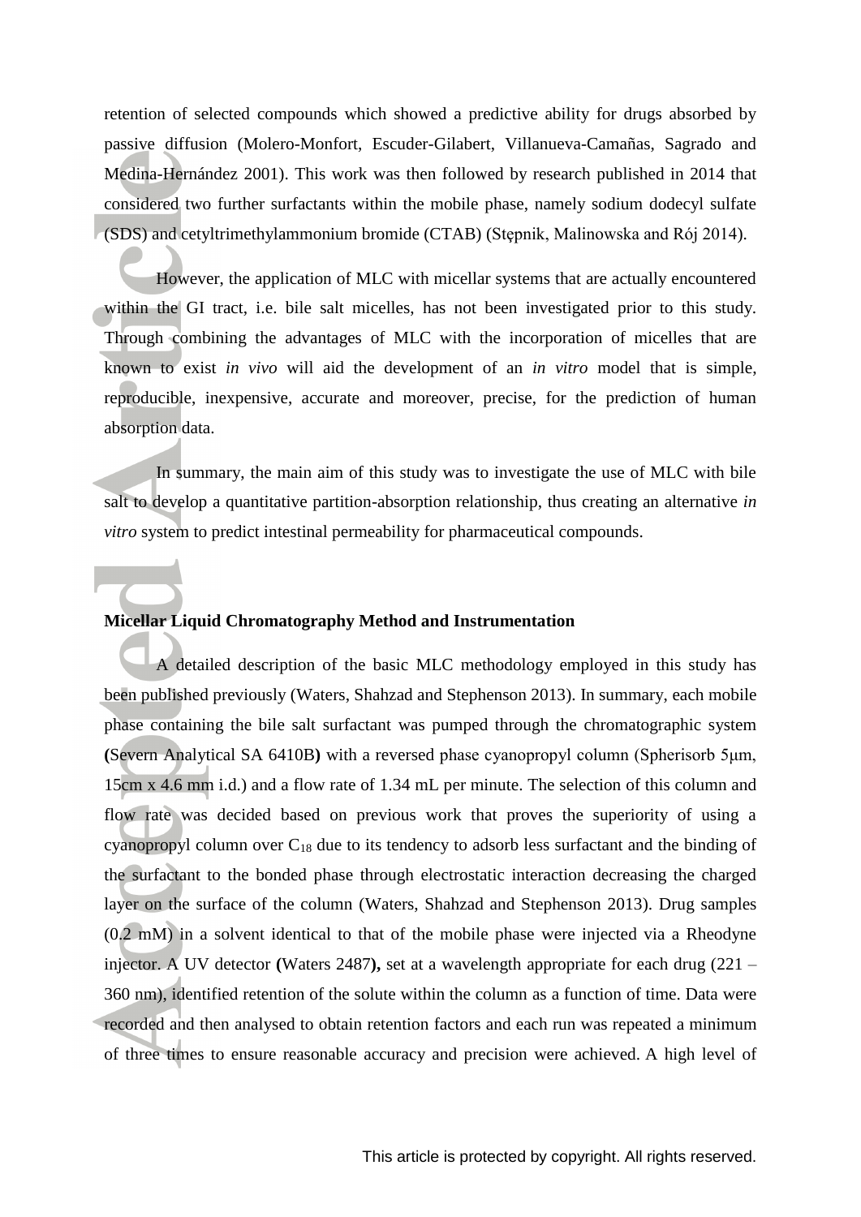retention of selected compounds which showed a predictive ability for drugs absorbed by passive diffusion (Molero-Monfort, Escuder-Gilabert, Villanueva-Camañas, Sagrado and Medina-Hernández 2001). This work was then followed by research published in 2014 that considered two further surfactants within the mobile phase, namely sodium dodecyl sulfate (SDS) and cetyltrimethylammonium bromide (CTAB) (Stępnik, Malinowska and Rój 2014).

However, the application of MLC with micellar systems that are actually encountered within the GI tract, i.e. bile salt micelles, has not been investigated prior to this study. Through combining the advantages of MLC with the incorporation of micelles that are known to exist *in vivo* will aid the development of an *in vitro* model that is simple, reproducible, inexpensive, accurate and moreover, precise, for the prediction of human absorption data.

In summary, the main aim of this study was to investigate the use of MLC with bile salt to develop a quantitative partition-absorption relationship, thus creating an alternative *in vitro* system to predict intestinal permeability for pharmaceutical compounds.

**Micellar Liquid Chromatography Method and Instrumentation**

A detailed description of the basic MLC methodology employed in this study has been published previously (Waters, Shahzad and Stephenson 2013). In summary, each mobile phase containing the bile salt surfactant was pumped through the chromatographic system **(**Severn Analytical SA 6410B**)** with a reversed phase cyanopropyl column (Spherisorb 5μm, 15cm x 4.6 mm i.d.) and a flow rate of 1.34 mL per minute. The selection of this column and flow rate was decided based on previous work that proves the superiority of using a cyanopropyl column over $C_{18}$ due to its tendency to adsorb less surfactant and the binding of the surfactant to the bonded phase through electrostatic interaction decreasing the charged layer on the surface of the column (Waters, Shahzad and Stephenson 2013). Drug samples (0.2 mM) in a solvent identical to that of the mobile phase were injected via a Rheodyne injector. A UV detector **(**Waters 2487**),** set at a wavelength appropriate for each drug (221 – 360 nm), identified retention of the solute within the column as a function of time. Data were recorded and then analysed to obtain retention factors and each run was repeated a minimum of three times to ensure reasonable accuracy and precision were achieved. A high level of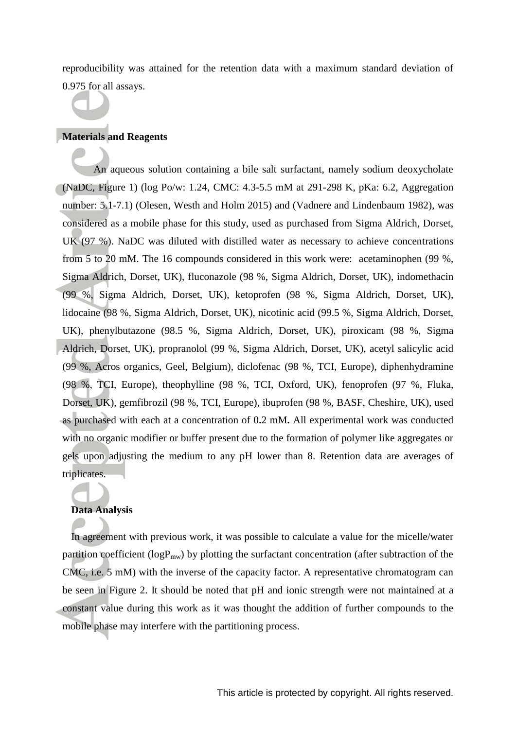reproducibility was attained for the retention data with a maximum standard deviation of 0.975 for all assays.

## Materials and Reagents

An aqueous solution containing a bile salt surfactant, namely sodium deoxycholate (NaDC, Figure 1) (log Po/w: 1.24, CMC: 4.3-5.5 mM at 291-298 K, pKa: 6.2, Aggregation number: 5.1-7.1) (Olesen, Westh and Holm 2015) and (Vadnere and Lindenbaum 1982), was considered as a mobile phase for this study, used as purchased from Sigma Aldrich, Dorset, UK (97 %). NaDC was diluted with distilled water as necessary to achieve concentrations from 5 to 20 mM. The 16 compounds considered in this work were: acetaminophen (99 %, Sigma Aldrich, Dorset, UK), fluconazole (98 %, Sigma Aldrich, Dorset, UK), indomethacin (99 %, Sigma Aldrich, Dorset, UK), ketoprofen (98 %, Sigma Aldrich, Dorset, UK), lidocaine (98 %, Sigma Aldrich, Dorset, UK), nicotinic acid (99.5 %, Sigma Aldrich, Dorset, UK), phenylbutazone (98.5 %, Sigma Aldrich, Dorset, UK), piroxicam (98 %, Sigma Aldrich, Dorset, UK), propranolol (99 %, Sigma Aldrich, Dorset, UK), acetyl salicylic acid (99 %, Acros organics, Geel, Belgium), diclofenac (98 %, TCI, Europe), diphenhydramine (98 %, TCI, Europe), theophylline (98 %, TCI, Oxford, UK), fenoprofen (97 %, Fluka, Dorset, UK), gemfibrozil (98 %, TCI, Europe), ibuprofen (98 %, BASF, Cheshire, UK), used as purchased with each at a concentration of 0**.**2 mM**.** All experimental work was conducted with no organic modifier or buffer present due to the formation of polymer like aggregates or gels upon adjusting the medium to any pH lower than 8. Retention data are averages of triplicates.

## Data Analysis

In agreement with previous work, it was possible to calculate a value for the micelle/water partition coefficient ($\log P_{mw}$) by plotting the surfactant concentration (after subtraction of the CMC, i.e. 5 mM) with the inverse of the capacity factor. A representative chromatogram can be seen in Figure 2. It should be noted that pH and ionic strength were not maintained at a constant value during this work as it was thought the addition of further compounds to the mobile phase may interfere with the partitioning process.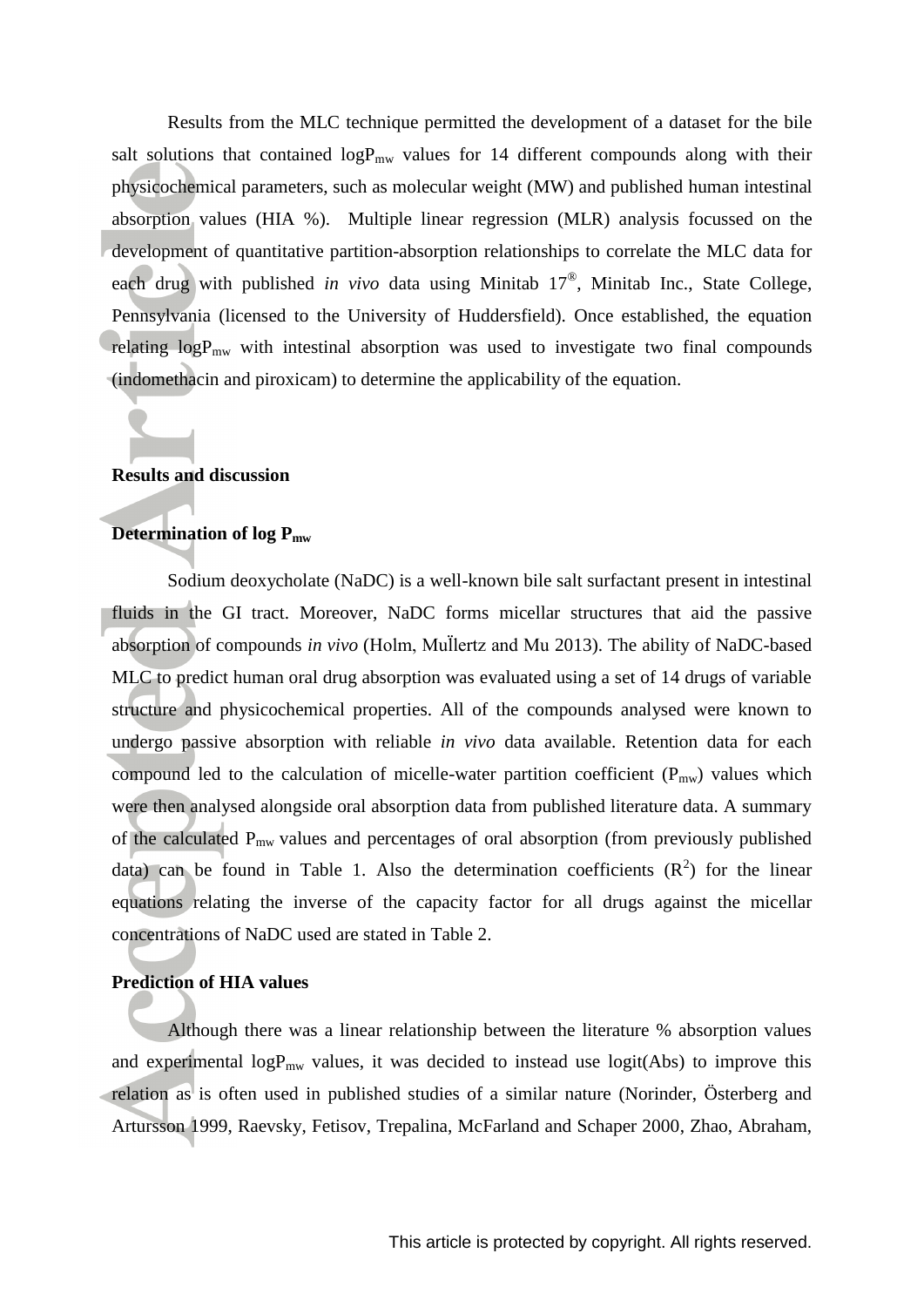Results from the MLC technique permitted the development of a dataset for the bile salt solutions that contained $\log P_{mw}$ values for 14 different compounds along with their physicochemical parameters, such as molecular weight (MW) and published human intestinal absorption values (HIA %). Multiple linear regression (MLR) analysis focussed on the development of quantitative partition-absorption relationships to correlate the MLC data for each drug with published *in vivo* data using Minitab 17®, Minitab Inc., State College, Pennsylvania (licensed to the University of Huddersfield). Once established, the equation relating $\log P_{mw}$ with intestinal absorption was used to investigate two final compounds (indomethacin and piroxicam) to determine the applicability of the equation.

## Results and discussion

### Determination of log $P_{mw}$

Sodium deoxycholate (NaDC) is a well-known bile salt surfactant present in intestinal fluids in the GI tract. Moreover, NaDC forms micellar structures that aid the passive absorption of compounds *in vivo* (Holm, Müllertz and Mu 2013). The ability of NaDC-based MLC to predict human oral drug absorption was evaluated using a set of 14 drugs of variable structure and physicochemical properties. All of the compounds analysed were known to undergo passive absorption with reliable *in vivo* data available. Retention data for each compound led to the calculation of micelle-water partition coefficient ($P_{mw}$) values which were then analysed alongside oral absorption data from published literature data. A summary of the calculated $P_{mw}$ values and percentages of oral absorption (from previously published data) can be found in Table 1. Also the determination coefficients ($R^2$) for the linear equations relating the inverse of the capacity factor for all drugs against the micellar concentrations of NaDC used are stated in Table 2.

### Prediction of HIA values

Although there was a linear relationship between the literature % absorption values and experimental $\log P_{mw}$ values, it was decided to instead use logit(Abs) to improve this relation as is often used in published studies of a similar nature (Norinder, Österberg and Artursson 1999, Raevsky, Fetisov, Trepalina, McFarland and Schaper 2000, Zhao, Abraham,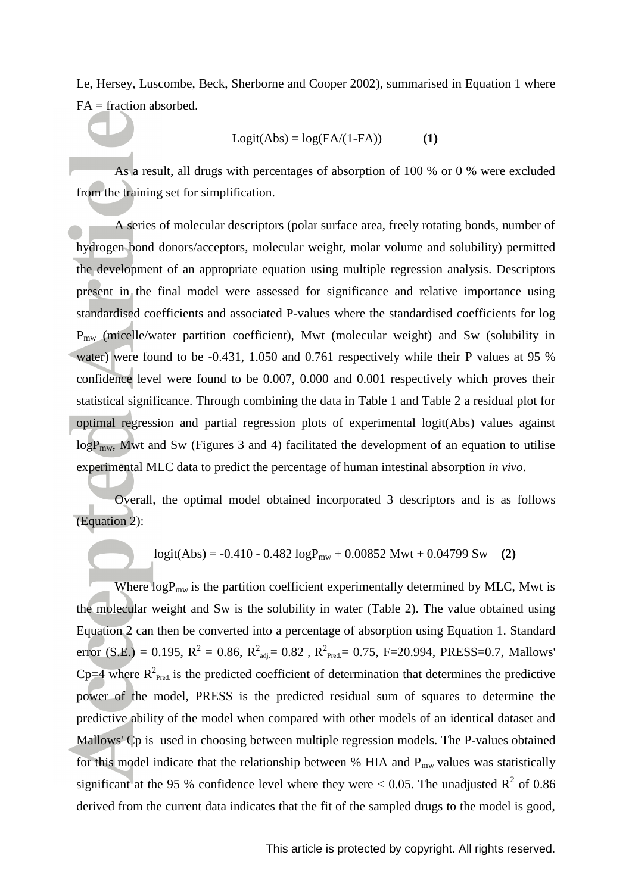Le, Hersey, Luscombe, Beck, Sherborne and Cooper 2002), summarised in Equation 1 where FA = fraction absorbed.

$$\text{Logit(Abs)} = \log(\text{FA}/(1\text{-FA})) \qquad \textbf{(1)}$$

As a result, all drugs with percentages of absorption of 100 % or 0 % were excluded from the training set for simplification.

A series of molecular descriptors (polar surface area, freely rotating bonds, number of hydrogen bond donors/acceptors, molecular weight, molar volume and solubility) permitted the development of an appropriate equation using multiple regression analysis. Descriptors present in the final model were assessed for significance and relative importance using standardised coefficients and associated P-values where the standardised coefficients for log $P_{mw}$ (micelle/water partition coefficient), Mwt (molecular weight) and Sw (solubility in water) were found to be -0.431, 1.050 and 0.761 respectively while their P values at 95 % confidence level were found to be 0.007, 0.000 and 0.001 respectively which proves their statistical significance. Through combining the data in Table 1 and Table 2 a residual plot for optimal regression and partial regression plots of experimental logit(Abs) values against $\log P_{mw}$, Mwt and Sw (Figures 3 and 4) facilitated the development of an equation to utilise experimental MLC data to predict the percentage of human intestinal absorption *in vivo*.

Overall, the optimal model obtained incorporated 3 descriptors and is as follows (Equation 2):

$$\text{logit(Abs)} = -0.410 - 0.482 \log P_{mw} + 0.00852 \text{ Mwt} + 0.04799 \text{ Sw} \qquad \textbf{(2)}$$

Where $\log P_{mw}$ is the partition coefficient experimentally determined by MLC, Mwt is the molecular weight and Sw is the solubility in water (Table 2). The value obtained using Equation 2 can then be converted into a percentage of absorption using Equation 1. Standard error (S.E.) = 0.195, $R^2$ = 0.86, $R^2_{adj.}$ = 0.82 , $R^2_{Pred.}$ = 0.75, F=20.994, PRESS=0.7, Mallows' Cp=4 where $R^2_{Pred.}$ is the predicted coefficient of determination that determines the predictive power of the model, PRESS is the predicted residual sum of squares to determine the predictive ability of the model when compared with other models of an identical dataset and Mallows' Cp is used in choosing between multiple regression models. The P-values obtained for this model indicate that the relationship between % HIA and $P_{mw}$ values was statistically significant at the 95 % confidence level where they were < 0.05. The unadjusted $R^2$ of 0.86 derived from the current data indicates that the fit of the sampled drugs to the model is good,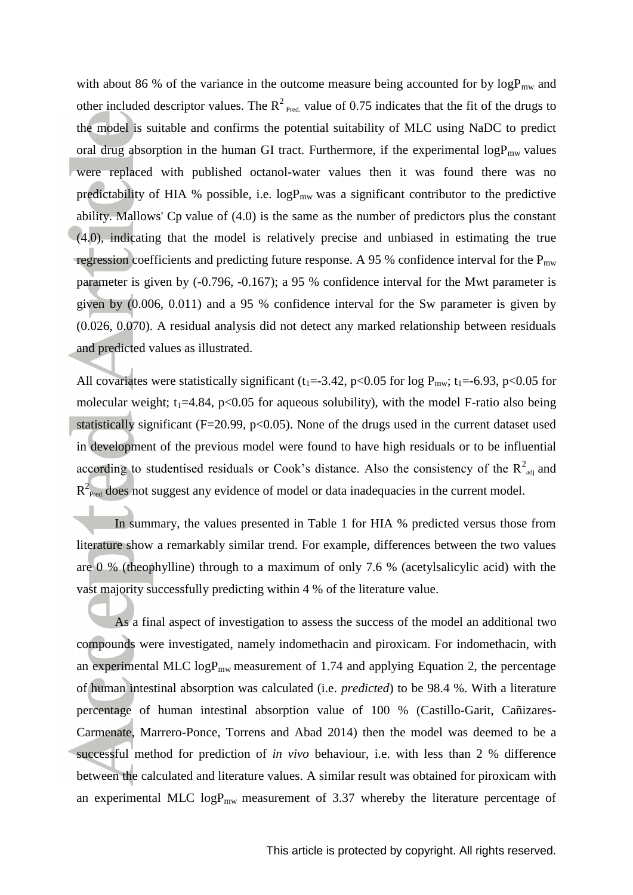with about 86 % of the variance in the outcome measure being accounted for by $\log P_{mw}$ and other included descriptor values. The $R^2_{Pred.}$ value of 0.75 indicates that the fit of the drugs to the model is suitable and confirms the potential suitability of MLC using NaDC to predict oral drug absorption in the human GI tract. Furthermore, if the experimental $\log P_{mw}$ values were replaced with published octanol-water values then it was found there was no predictability of HIA % possible, i.e. $\log P_{mw}$ was a significant contributor to the predictive ability. Mallows' Cp value of (4.0) is the same as the number of predictors plus the constant (4.0), indicating that the model is relatively precise and unbiased in estimating the true regression coefficients and predicting future response. A 95 % confidence interval for the $P_{mw}$ parameter is given by (-0.796, -0.167); a 95 % confidence interval for the Mwt parameter is given by (0.006, 0.011) and a 95 % confidence interval for the Sw parameter is given by (0.026, 0.070). A residual analysis did not detect any marked relationship between residuals and predicted values as illustrated.

All covariates were statistically significant ($t_1$=-3.42, $p<0.05$ for $\log P_{mw}$; $t_1$=-6.93, $p<0.05$ for molecular weight; $t_1$=4.84, $p<0.05$ for aqueous solubility), with the model F-ratio also being statistically significant ($F$=20.99, $p<0.05$). None of the drugs used in the current dataset used in development of the previous model were found to have high residuals or to be influential according to studentised residuals or Cook's distance. Also the consistency of the $R^2_{adj}$ and $R^2_{Pred.}$ does not suggest any evidence of model or data inadequacies in the current model.

In summary, the values presented in Table 1 for HIA % predicted versus those from literature show a remarkably similar trend. For example, differences between the two values are 0 % (theophylline) through to a maximum of only 7.6 % (acetylsalicylic acid) with the vast majority successfully predicting within 4 % of the literature value.

As a final aspect of investigation to assess the success of the model an additional two compounds were investigated, namely indomethacin and piroxicam. For indomethacin, with an experimental MLC $\log P_{mw}$ measurement of 1.74 and applying Equation 2, the percentage of human intestinal absorption was calculated (i.e. *predicted*) to be 98.4 %. With a literature percentage of human intestinal absorption value of 100 % (Castillo-Garit, Cañizares-Carmenate, Marrero-Ponce, Torrens and Abad 2014) then the model was deemed to be a successful method for prediction of *in vivo* behaviour, i.e. with less than 2 % difference between the calculated and literature values. A similar result was obtained for piroxicam with an experimental MLC $\log P_{mw}$ measurement of 3.37 whereby the literature percentage of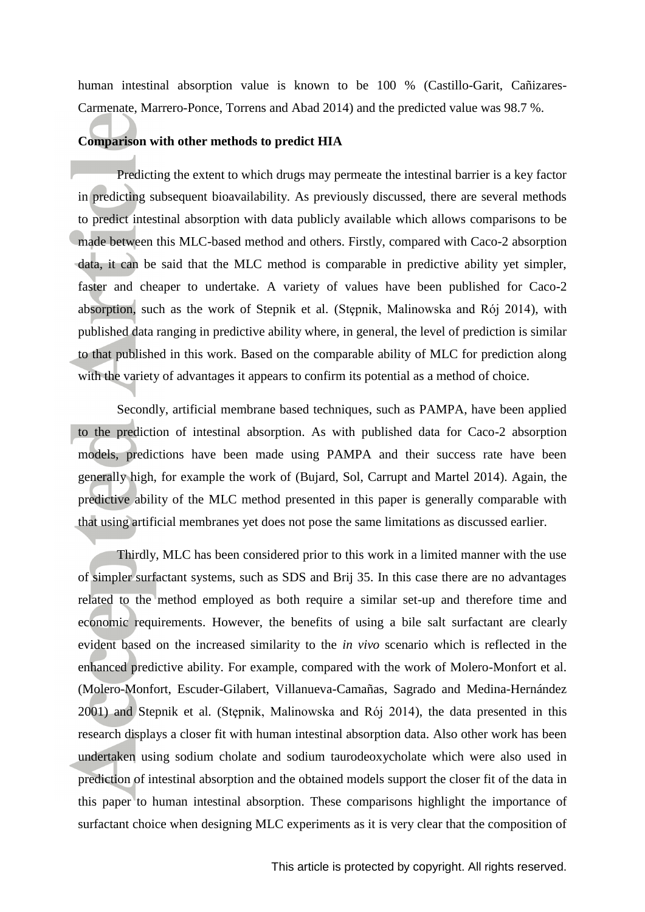human intestinal absorption value is known to be 100 % (Castillo-Garit, Cañizares-Carmenate, Marrero-Ponce, Torrens and Abad 2014) and the predicted value was 98.7 %.

**Comparison with other methods to predict HIA**

Predicting the extent to which drugs may permeate the intestinal barrier is a key factor in predicting subsequent bioavailability. As previously discussed, there are several methods to predict intestinal absorption with data publicly available which allows comparisons to be made between this MLC-based method and others. Firstly, compared with Caco-2 absorption data, it can be said that the MLC method is comparable in predictive ability yet simpler, faster and cheaper to undertake. A variety of values have been published for Caco-2 absorption, such as the work of Stepnik et al. (Stępnik, Malinowska and Rój 2014), with published data ranging in predictive ability where, in general, the level of prediction is similar to that published in this work. Based on the comparable ability of MLC for prediction along with the variety of advantages it appears to confirm its potential as a method of choice.

Secondly, artificial membrane based techniques, such as PAMPA, have been applied to the prediction of intestinal absorption. As with published data for Caco-2 absorption models, predictions have been made using PAMPA and their success rate have been generally high, for example the work of (Bujard, Sol, Carrupt and Martel 2014). Again, the predictive ability of the MLC method presented in this paper is generally comparable with that using artificial membranes yet does not pose the same limitations as discussed earlier.

Thirdly, MLC has been considered prior to this work in a limited manner with the use of simpler surfactant systems, such as SDS and Brij 35. In this case there are no advantages related to the method employed as both require a similar set-up and therefore time and economic requirements. However, the benefits of using a bile salt surfactant are clearly evident based on the increased similarity to the *in vivo* scenario which is reflected in the enhanced predictive ability. For example, compared with the work of Molero-Monfort et al. (Molero-Monfort, Escuder-Gilabert, Villanueva-Camañas, Sagrado and Medina-Hernández 2001) and Stepnik et al. (Stępnik, Malinowska and Rój 2014), the data presented in this research displays a closer fit with human intestinal absorption data. Also other work has been undertaken using sodium cholate and sodium taurodeoxycholate which were also used in prediction of intestinal absorption and the obtained models support the closer fit of the data in this paper to human intestinal absorption. These comparisons highlight the importance of surfactant choice when designing MLC experiments as it is very clear that the composition of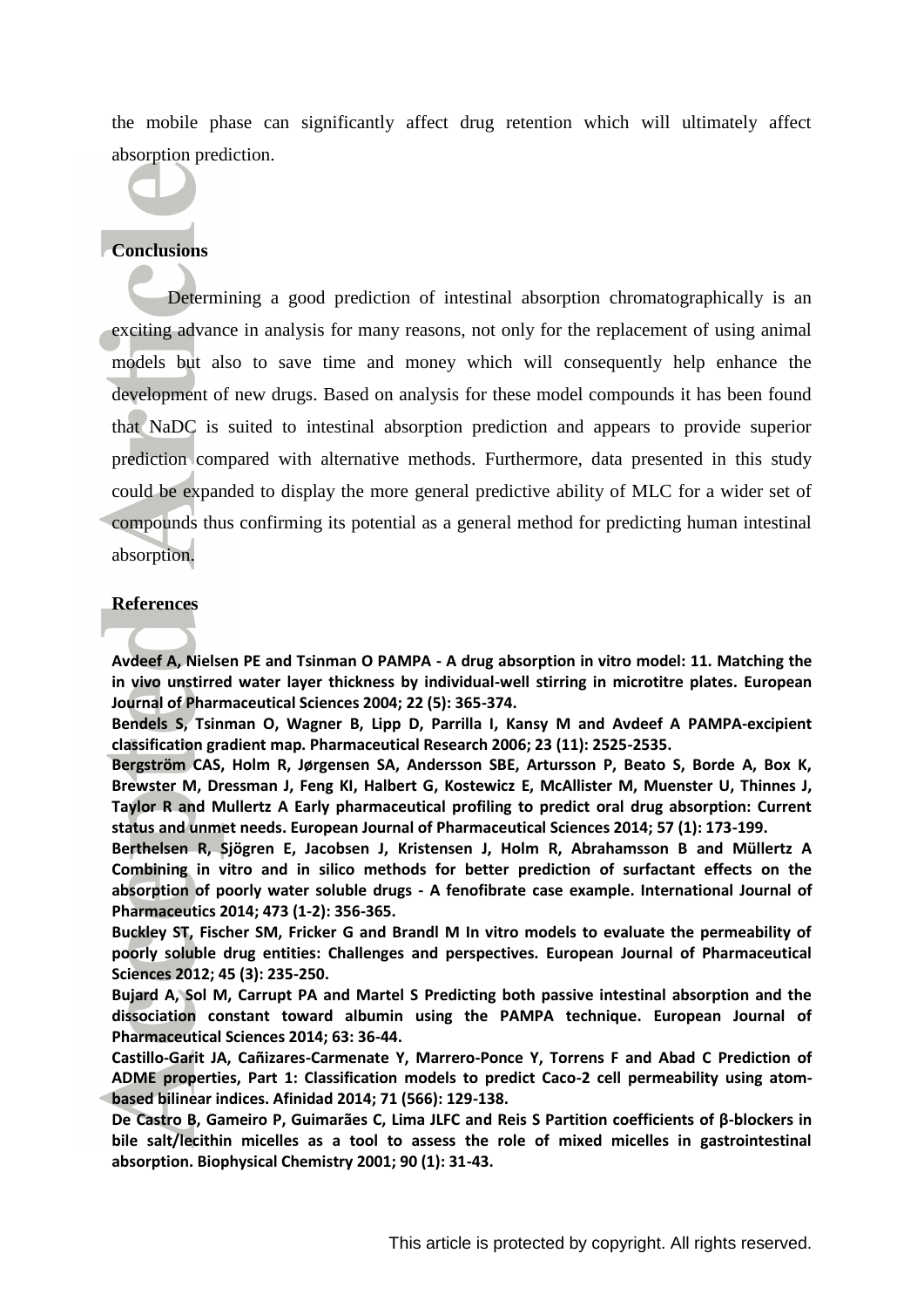the mobile phase can significantly affect drug retention which will ultimately affect absorption prediction.

## Conclusions

Determining a good prediction of intestinal absorption chromatographically is an exciting advance in analysis for many reasons, not only for the replacement of using animal models but also to save time and money which will consequently help enhance the development of new drugs. Based on analysis for these model compounds it has been found that NaDC is suited to intestinal absorption prediction and appears to provide superior prediction compared with alternative methods. Furthermore, data presented in this study could be expanded to display the more general predictive ability of MLC for a wider set of compounds thus confirming its potential as a general method for predicting human intestinal absorption.

## References

**Avdeef A, Nielsen PE and Tsinman O PAMPA - A drug absorption in vitro model: 11. Matching the in vivo unstirred water layer thickness by individual-well stirring in microtitre plates. European Journal of Pharmaceutical Sciences 2004; 22 (5): 365-374.**

**Bendels S, Tsinman O, Wagner B, Lipp D, Parrilla I, Kansy M and Avdeef A PAMPA-excipient classification gradient map. Pharmaceutical Research 2006; 23 (11): 2525-2535.**

**Bergström CAS, Holm R, Jørgensen SA, Andersson SBE, Artursson P, Beato S, Borde A, Box K, Brewster M, Dressman J, Feng KI, Halbert G, Kostewicz E, McAllister M, Muenster U, Thinnes J, Taylor R and Mullertz A Early pharmaceutical profiling to predict oral drug absorption: Current status and unmet needs. European Journal of Pharmaceutical Sciences 2014; 57 (1): 173-199.**

**Berthelsen R, Sjögren E, Jacobsen J, Kristensen J, Holm R, Abrahamsson B and Müllertz A Combining in vitro and in silico methods for better prediction of surfactant effects on the absorption of poorly water soluble drugs - A fenofibrate case example. International Journal of Pharmaceutics 2014; 473 (1-2): 356-365.**

**Buckley ST, Fischer SM, Fricker G and Brandl M In vitro models to evaluate the permeability of poorly soluble drug entities: Challenges and perspectives. European Journal of Pharmaceutical Sciences 2012; 45 (3): 235-250.**

**Bujard A, Sol M, Carrupt PA and Martel S Predicting both passive intestinal absorption and the dissociation constant toward albumin using the PAMPA technique. European Journal of Pharmaceutical Sciences 2014; 63: 36-44.**

**Castillo-Garit JA, Cañizares-Carmenate Y, Marrero-Ponce Y, Torrens F and Abad C Prediction of ADME properties, Part 1: Classification models to predict Caco-2 cell permeability using atom-based bilinear indices. Afinidad 2014; 71 (566): 129-138.**

**De Castro B, Gameiro P, Guimarães C, Lima JLFC and Reis S Partition coefficients of β-blockers in bile salt/lecithin micelles as a tool to assess the role of mixed micelles in gastrointestinal absorption. Biophysical Chemistry 2001; 90 (1): 31-43.**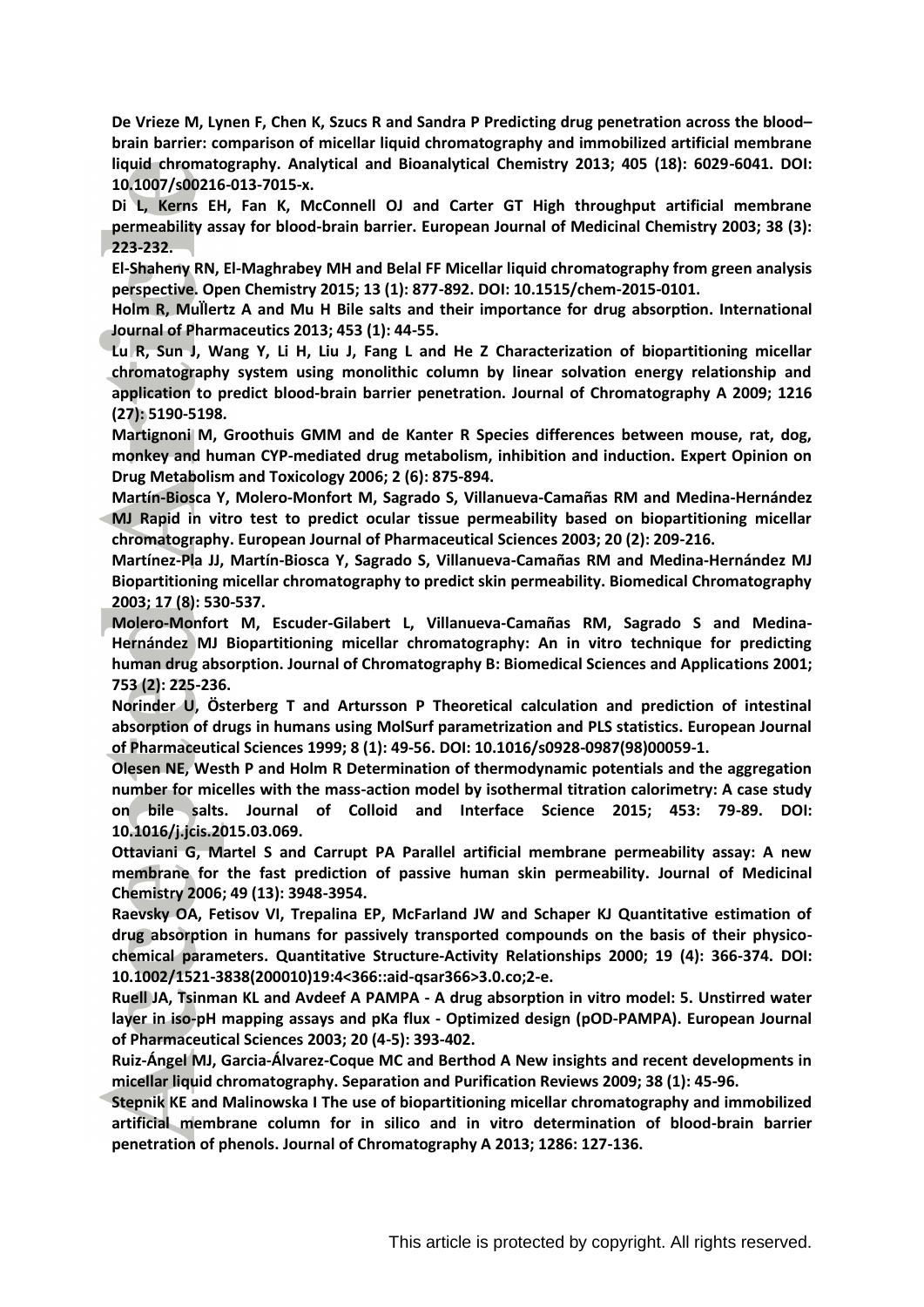**De Vrieze M, Lynen F, Chen K, Szucs R and Sandra P Predicting drug penetration across the blood–brain barrier: comparison of micellar liquid chromatography and immobilized artificial membrane liquid chromatography. Analytical and Bioanalytical Chemistry 2013; 405 (18): 6029-6041. DOI: 10.1007/s00216-013-7015-x.**

**Di L, Kerns EH, Fan K, McConnell OJ and Carter GT High throughput artificial membrane permeability assay for blood-brain barrier. European Journal of Medicinal Chemistry 2003; 38 (3): 223-232.**

**El-Shaheny RN, El-Maghrabey MH and Belal FF Micellar liquid chromatography from green analysis perspective. Open Chemistry 2015; 13 (1): 877-892. DOI: 10.1515/chem-2015-0101.**

**Holm R, MuÏlertz A and Mu H Bile salts and their importance for drug absorption. International Journal of Pharmaceutics 2013; 453 (1): 44-55.**

**Lu R, Sun J, Wang Y, Li H, Liu J, Fang L and He Z Characterization of biopartitioning micellar chromatography system using monolithic column by linear solvation energy relationship and application to predict blood-brain barrier penetration. Journal of Chromatography A 2009; 1216 (27): 5190-5198.**

**Martignoni M, Groothuis GMM and de Kanter R Species differences between mouse, rat, dog, monkey and human CYP-mediated drug metabolism, inhibition and induction. Expert Opinion on Drug Metabolism and Toxicology 2006; 2 (6): 875-894.**

**Martín-Biosca Y, Molero-Monfort M, Sagrado S, Villanueva-Camañas RM and Medina-Hernández MJ Rapid in vitro test to predict ocular tissue permeability based on biopartitioning micellar chromatography. European Journal of Pharmaceutical Sciences 2003; 20 (2): 209-216.**

**Martínez-Pla JJ, Martín-Biosca Y, Sagrado S, Villanueva-Camañas RM and Medina-Hernández MJ Biopartitioning micellar chromatography to predict skin permeability. Biomedical Chromatography 2003; 17 (8): 530-537.**

**Molero-Monfort M, Escuder-Gilabert L, Villanueva-Camañas RM, Sagrado S and Medina-Hernández MJ Biopartitioning micellar chromatography: An in vitro technique for predicting human drug absorption. Journal of Chromatography B: Biomedical Sciences and Applications 2001; 753 (2): 225-236.**

**Norinder U, Österberg T and Artursson P Theoretical calculation and prediction of intestinal absorption of drugs in humans using MolSurf parametrization and PLS statistics. European Journal of Pharmaceutical Sciences 1999; 8 (1): 49-56. DOI: 10.1016/s0928-0987(98)00059-1.**

**Olesen NE, Westh P and Holm R Determination of thermodynamic potentials and the aggregation number for micelles with the mass-action model by isothermal titration calorimetry: A case study on bile salts. Journal of Colloid and Interface Science 2015; 453: 79-89. DOI: 10.1016/j.jcis.2015.03.069.**

**Ottaviani G, Martel S and Carrupt PA Parallel artificial membrane permeability assay: A new membrane for the fast prediction of passive human skin permeability. Journal of Medicinal Chemistry 2006; 49 (13): 3948-3954.**

**Raevsky OA, Fetisov VI, Trepalina EP, McFarland JW and Schaper KJ Quantitative estimation of drug absorption in humans for passively transported compounds on the basis of their physico-chemical parameters. Quantitative Structure-Activity Relationships 2000; 19 (4): 366-374. DOI: 10.1002/1521-3838(200010)19:4<366::aid-qsar366>3.0.co;2-e.**

**Ruell JA, Tsinman KL and Avdeef A PAMPA - A drug absorption in vitro model: 5. Unstirred water layer in iso-pH mapping assays and pKa flux - Optimized design (pOD-PAMPA). European Journal of Pharmaceutical Sciences 2003; 20 (4-5): 393-402.**

**Ruiz-Ángel MJ, Garcia-Álvarez-Coque MC and Berthod A New insights and recent developments in micellar liquid chromatography. Separation and Purification Reviews 2009; 38 (1): 45-96.**

**Stepnik KE and Malinowska I The use of biopartitioning micellar chromatography and immobilized artificial membrane column for in silico and in vitro determination of blood-brain barrier penetration of phenols. Journal of Chromatography A 2013; 1286: 127-136.**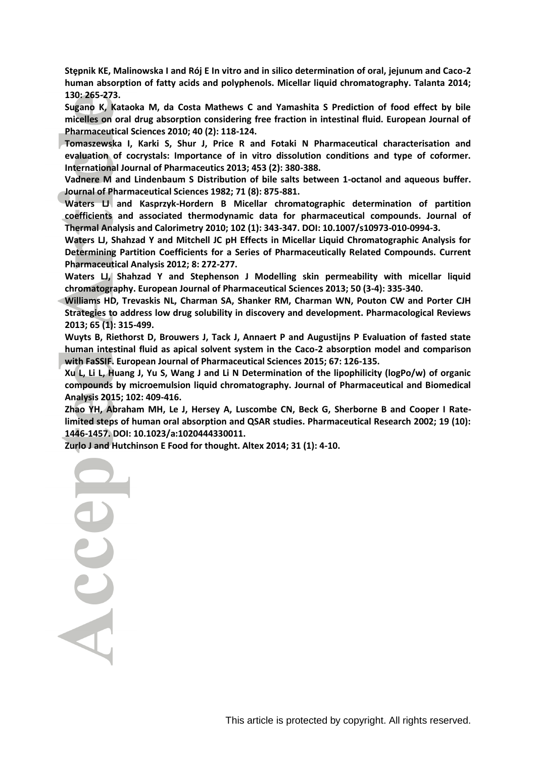**Stępnik KE, Malinowska I and Rój E In vitro and in silico determination of oral, jejunum and Caco-2 human absorption of fatty acids and polyphenols. Micellar liquid chromatography. Talanta 2014; 130: 265-273.**

**Sugano K, Kataoka M, da Costa Mathews C and Yamashita S Prediction of food effect by bile micelles on oral drug absorption considering free fraction in intestinal fluid. European Journal of Pharmaceutical Sciences 2010; 40 (2): 118-124.**

**Tomaszewska I, Karki S, Shur J, Price R and Fotaki N Pharmaceutical characterisation and evaluation of cocrystals: Importance of in vitro dissolution conditions and type of coformer. International Journal of Pharmaceutics 2013; 453 (2): 380-388.**

**Vadnere M and Lindenbaum S Distribution of bile salts between 1-octanol and aqueous buffer. Journal of Pharmaceutical Sciences 1982; 71 (8): 875-881.**

**Waters LJ and Kasprzyk-Hordern B Micellar chromatographic determination of partition coefficients and associated thermodynamic data for pharmaceutical compounds. Journal of Thermal Analysis and Calorimetry 2010; 102 (1): 343-347. DOI: 10.1007/s10973-010-0994-3.**

**Waters LJ, Shahzad Y and Mitchell JC pH Effects in Micellar Liquid Chromatographic Analysis for Determining Partition Coefficients for a Series of Pharmaceutically Related Compounds. Current Pharmaceutical Analysis 2012; 8: 272-277.**

**Waters LJ, Shahzad Y and Stephenson J Modelling skin permeability with micellar liquid chromatography. European Journal of Pharmaceutical Sciences 2013; 50 (3-4): 335-340.**

**Williams HD, Trevaskis NL, Charman SA, Shanker RM, Charman WN, Pouton CW and Porter CJH Strategies to address low drug solubility in discovery and development. Pharmacological Reviews 2013; 65 (1): 315-499.**

**Wuyts B, Riethorst D, Brouwers J, Tack J, Annaert P and Augustijns P Evaluation of fasted state human intestinal fluid as apical solvent system in the Caco-2 absorption model and comparison with FaSSIF. European Journal of Pharmaceutical Sciences 2015; 67: 126-135.**

**Xu L, Li L, Huang J, Yu S, Wang J and Li N Determination of the lipophilicity (logPo/w) of organic compounds by microemulsion liquid chromatography. Journal of Pharmaceutical and Biomedical Analysis 2015; 102: 409-416.**

**Zhao YH, Abraham MH, Le J, Hersey A, Luscombe CN, Beck G, Sherborne B and Cooper I Rate-limited steps of human oral absorption and QSAR studies. Pharmaceutical Research 2002; 19 (10): 1446-1457. DOI: 10.1023/a:1020444330011.**

**Zurlo J and Hutchinson E Food for thought. Altex 2014; 31 (1): 4-10.**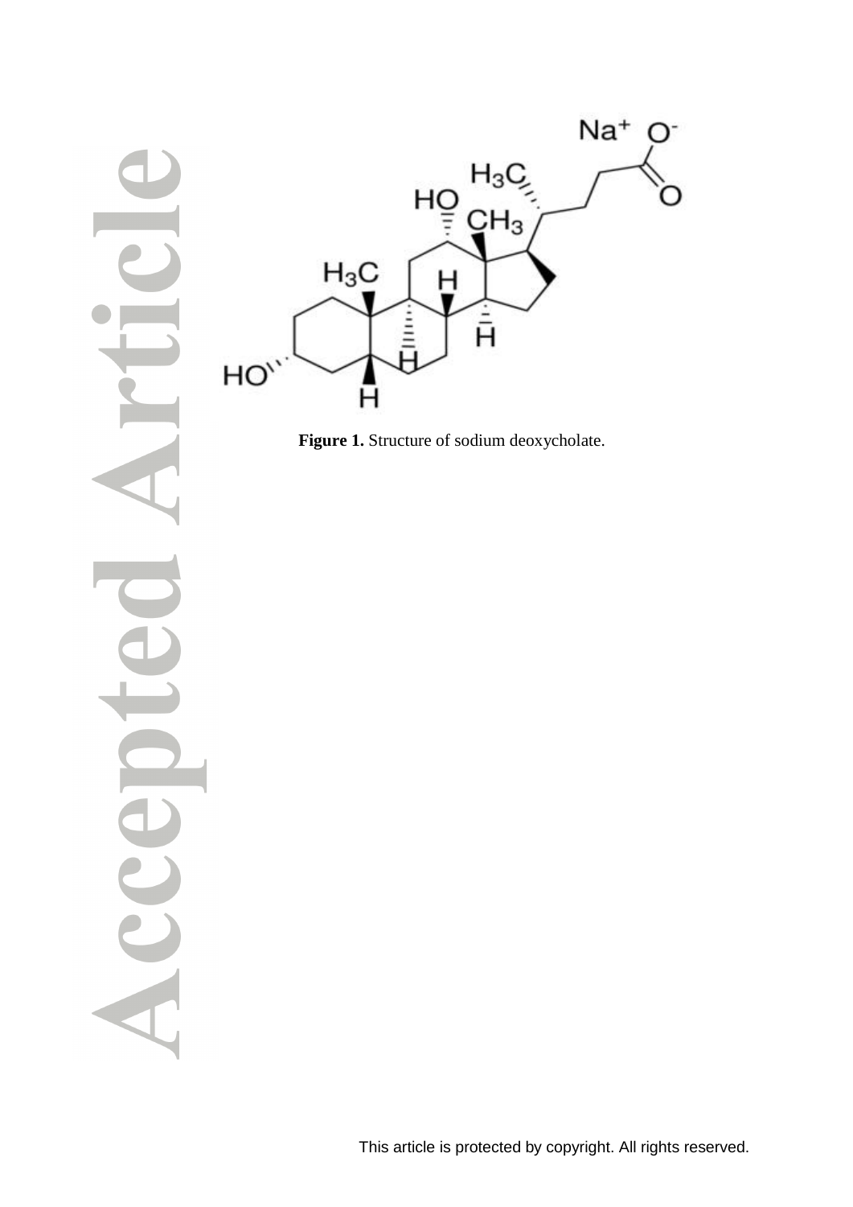**Figure 1.** Structure of sodium deoxycholate.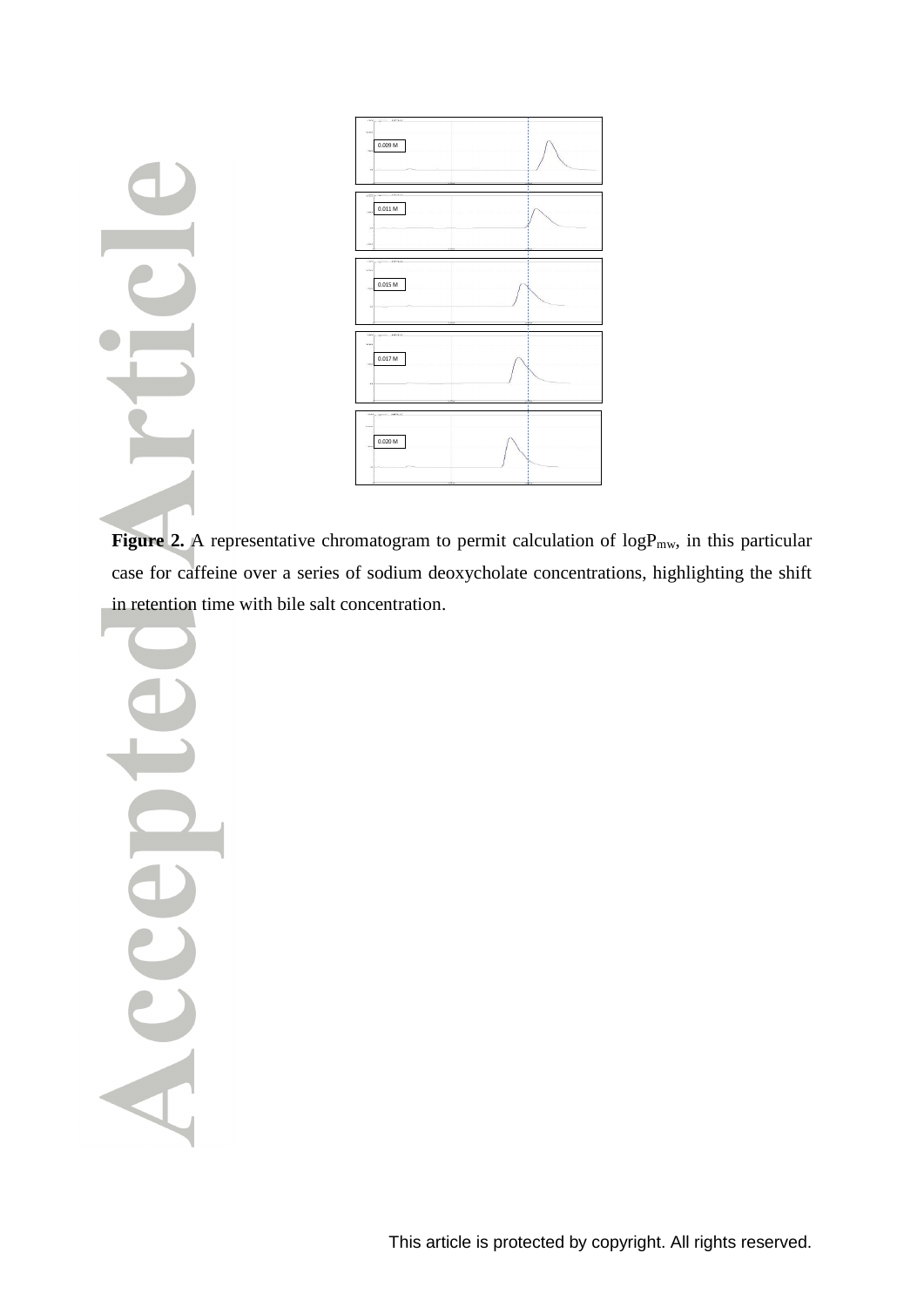**Figure 2.** A representative chromatogram to permit calculation of $\log P_{mw}$, in this particular case for caffeine over a series of sodium deoxycholate concentrations, highlighting the shift in retention time with bile salt concentration.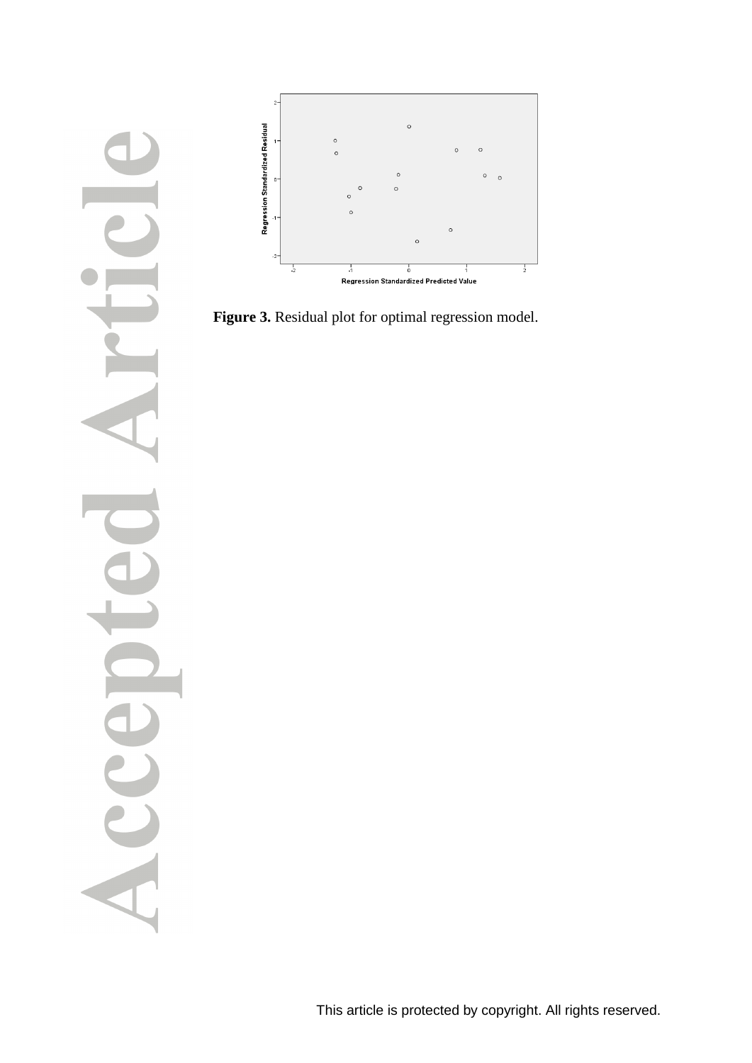**Figure 3.** Residual plot for optimal regression model.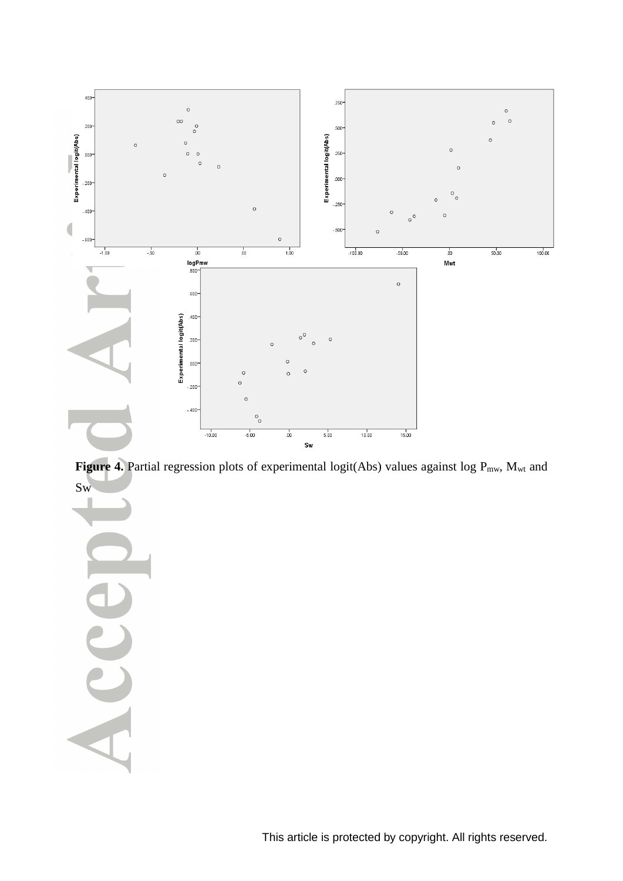**Figure 4.** Partial regression plots of experimental logit(Abs) values against log $P_{mw}$, $M_{wt}$ and Sw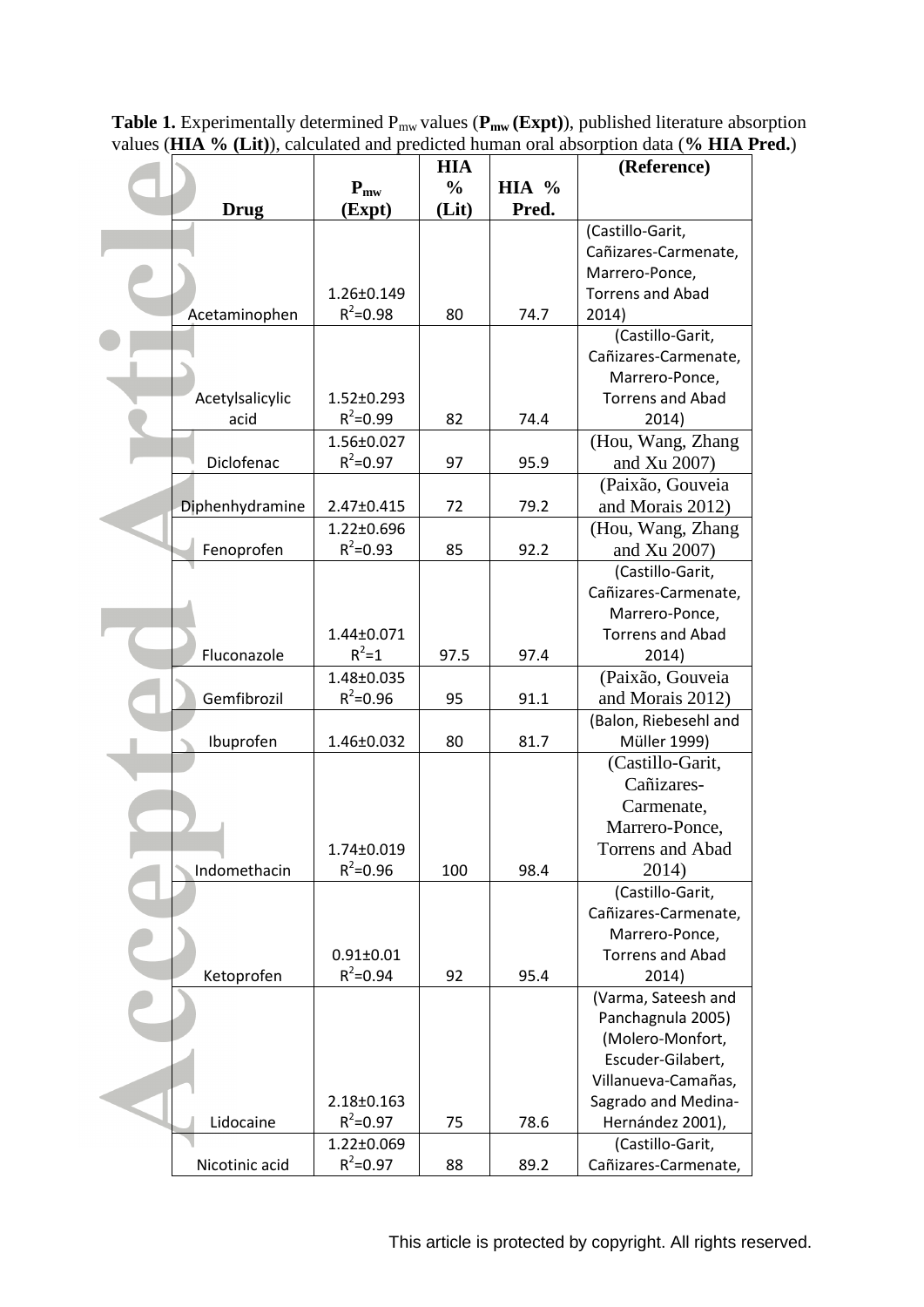**Table 1.** Experimentally determined $P_{mw}$ values (**$P_{mw}$ (Expt)**), published literature absorption values (**HIA % (Lit)**), calculated and predicted human oral absorption data (**% HIA Pred.**)

| Drug | $P_{mw}$ (Expt) | HIA % (Lit) | HIA % Pred. | (Reference) |
|---|---|---|---|---|
| Acetaminophen | 1.26±0.149 $R^2$=0.98 | 80 | 74.7 | (Castillo-Garit, Cañizares-Carmenate, Marrero-Ponce, Torrens and Abad 2014) |
| Acetylsalicylic acid | 1.52±0.293 $R^2$=0.99 | 82 | 74.4 | (Castillo-Garit, Cañizares-Carmenate, Marrero-Ponce, Torrens and Abad 2014) |
| Diclofenac | 1.56±0.027 $R^2$=0.97 | 97 | 95.9 | (Hou, Wang, Zhang and Xu 2007) |
| Diphenhydramine | 2.47±0.415 | 72 | 79.2 | (Paixão, Gouveia and Morais 2012) |
| Fenoprofen | 1.22±0.696 $R^2$=0.93 | 85 | 92.2 | (Hou, Wang, Zhang and Xu 2007) |
| Fluconazole | 1.44±0.071 $R^2$=1 | 97.5 | 97.4 | (Castillo-Garit, Cañizares-Carmenate, Marrero-Ponce, Torrens and Abad 2014) |
| Gemfibrozil | 1.48±0.035 $R^2$=0.96 | 95 | 91.1 | (Paixão, Gouveia and Morais 2012) |
| Ibuprofen | 1.46±0.032 | 80 | 81.7 | (Balon, Riebesehl and Müller 1999) |
| Indomethacin | 1.74±0.019 $R^2$=0.96 | 100 | 98.4 | (Castillo-Garit, Cañizares-Carmenate, Marrero-Ponce, Torrens and Abad 2014) |
| Ketoprofen | 0.91±0.01 $R^2$=0.94 | 92 | 95.4 | (Castillo-Garit, Cañizares-Carmenate, Marrero-Ponce, Torrens and Abad 2014) |
| Lidocaine | 2.18±0.163 $R^2$=0.97 | 75 | 78.6 | (Varma, Sateesh and Panchagnula 2005) (Molero-Monfort, Escuder-Gilabert, Villanueva-Camañas, Sagrado and Medina-Hernández 2001), |
| Nicotinic acid | 1.22±0.069 $R^2$=0.97 | 88 | 89.2 | (Castillo-Garit, Cañizares-Carmenate, |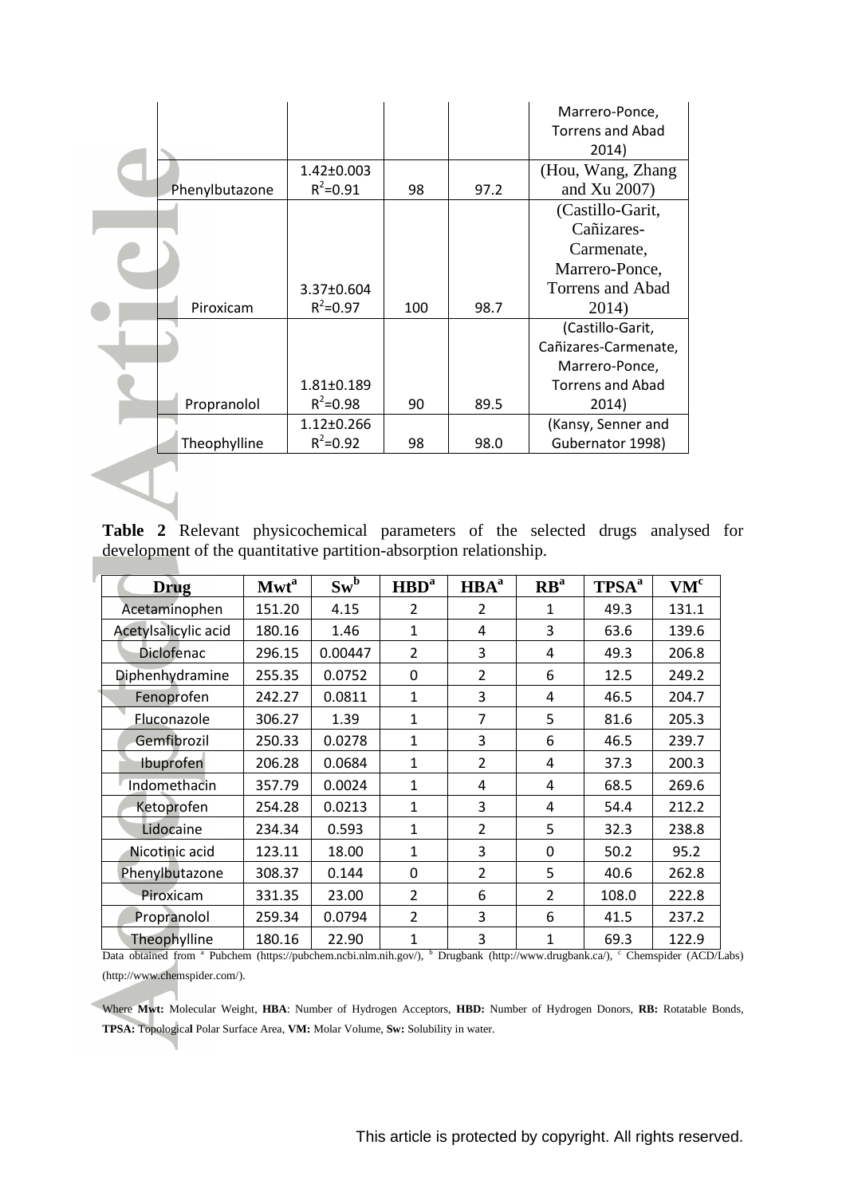| | | | | |
|---|---|---|---|---|
| | | | | Marrero-Ponce, Torrens and Abad 2014) |
| Phenylbutazone | 1.42±0.003 $R^2$=0.91 | 98 | 97.2 | (Hou, Wang, Zhang and Xu 2007) |
| Piroxicam | 3.37±0.604 $R^2$=0.97 | 100 | 98.7 | (Castillo-Garit, Cañizares-Carmenate, Marrero-Ponce, Torrens and Abad 2014) |
| Propranolol | 1.81±0.189 $R^2$=0.98 | 90 | 89.5 | (Castillo-Garit, Cañizares-Carmenate, Marrero-Ponce, Torrens and Abad 2014) |
| Theophylline | 1.12±0.266 $R^2$=0.92 | 98 | 98.0 | (Kansy, Senner and Gubernator 1998) |

**Table 2** Relevant physicochemical parameters of the selected drugs analysed for development of the quantitative partition-absorption relationship.

| Drug | Mwt[a] | Sw[b] | HBD[a] | HBA[a] | RB[a] | TPSA[a] | VM[c] |
|---|---|---|---|---|---|---|---|
| Acetaminophen | 151.20 | 4.15 | 2 | 2 | 1 | 49.3 | 131.1 |
| Acetylsalicylic acid | 180.16 | 1.46 | 1 | 4 | 3 | 63.6 | 139.6 |
| Diclofenac | 296.15 | 0.00447 | 2 | 3 | 4 | 49.3 | 206.8 |
| Diphenhydramine | 255.35 | 0.0752 | 0 | 2 | 6 | 12.5 | 249.2 |
| Fenoprofen | 242.27 | 0.0811 | 1 | 3 | 4 | 46.5 | 204.7 |
| Fluconazole | 306.27 | 1.39 | 1 | 7 | 5 | 81.6 | 205.3 |
| Gemfibrozil | 250.33 | 0.0278 | 1 | 3 | 6 | 46.5 | 239.7 |
| Ibuprofen | 206.28 | 0.0684 | 1 | 2 | 4 | 37.3 | 200.3 |
| Indomethacin | 357.79 | 0.0024 | 1 | 4 | 4 | 68.5 | 269.6 |
| Ketoprofen | 254.28 | 0.0213 | 1 | 3 | 4 | 54.4 | 212.2 |
| Lidocaine | 234.34 | 0.593 | 1 | 2 | 5 | 32.3 | 238.8 |
| Nicotinic acid | 123.11 | 18.00 | 1 | 3 | 0 | 50.2 | 95.2 |
| Phenylbutazone | 308.37 | 0.144 | 0 | 2 | 5 | 40.6 | 262.8 |
| Piroxicam | 331.35 | 23.00 | 2 | 6 | 2 | 108.0 | 222.8 |
| Propranolol | 259.34 | 0.0794 | 2 | 3 | 6 | 41.5 | 237.2 |
| Theophylline | 180.16 | 22.90 | 1 | 3 | 1 | 69.3 | 122.9 |

Data obtained from [a] Pubchem (https://pubchem.ncbi.nlm.nih.gov/), [b] Drugbank (http://www.drugbank.ca/), [c] Chemspider (ACD/Labs) (http://www.chemspider.com/).

Where **Mwt:** Molecular Weight, **HBA**: Number of Hydrogen Acceptors, **HBD:** Number of Hydrogen Donors, **RB:** Rotatable Bonds, **TPSA:** Topological Polar Surface Area, **VM:** Molar Volume, **Sw:** Solubility in water.